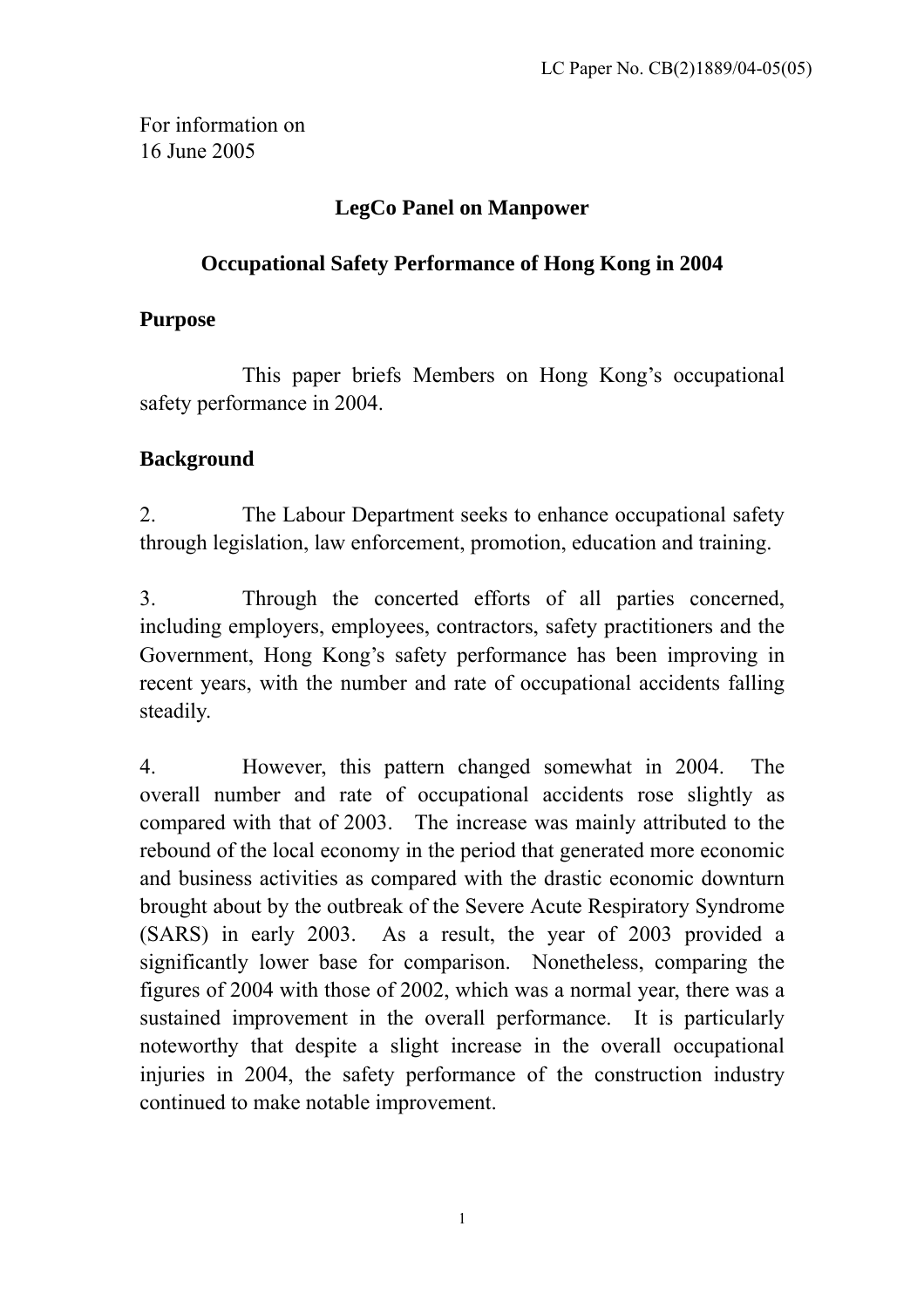LC Paper No. CB(2)1889/04-05(05)

For information on
16 June 2005

**LegCo Panel on Manpower**

**Occupational Safety Performance of Hong Kong in 2004**

## Purpose

This paper briefs Members on Hong Kong's occupational safety performance in 2004.

## Background

2. The Labour Department seeks to enhance occupational safety through legislation, law enforcement, promotion, education and training.

3. Through the concerted efforts of all parties concerned, including employers, employees, contractors, safety practitioners and the Government, Hong Kong's safety performance has been improving in recent years, with the number and rate of occupational accidents falling steadily.

4. However, this pattern changed somewhat in 2004. The overall number and rate of occupational accidents rose slightly as compared with that of 2003. The increase was mainly attributed to the rebound of the local economy in the period that generated more economic and business activities as compared with the drastic economic downturn brought about by the outbreak of the Severe Acute Respiratory Syndrome (SARS) in early 2003. As a result, the year of 2003 provided a significantly lower base for comparison. Nonetheless, comparing the figures of 2004 with those of 2002, which was a normal year, there was a sustained improvement in the overall performance. It is particularly noteworthy that despite a slight increase in the overall occupational injuries in 2004, the safety performance of the construction industry continued to make notable improvement.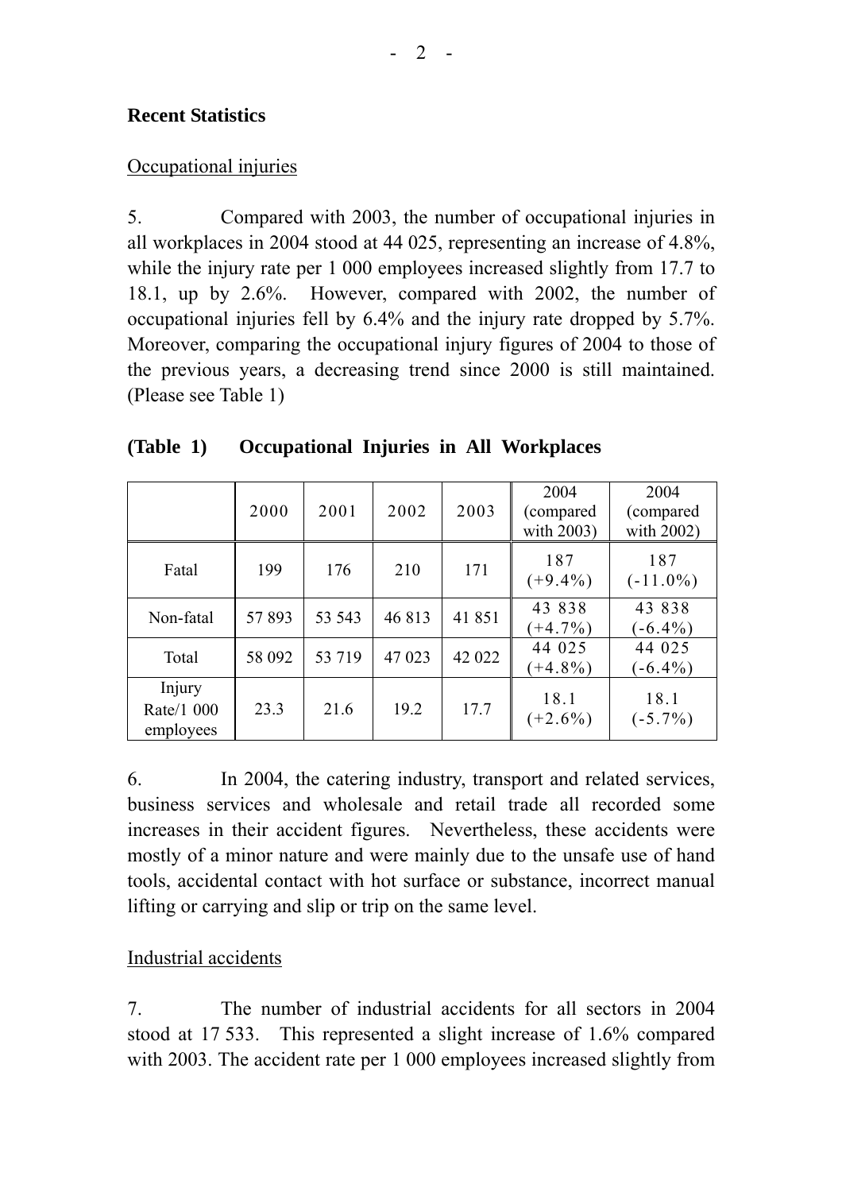## Recent Statistics

### Occupational injuries

5. Compared with 2003, the number of occupational injuries in all workplaces in 2004 stood at 44 025, representing an increase of 4.8%, while the injury rate per 1 000 employees increased slightly from 17.7 to 18.1, up by 2.6%. However, compared with 2002, the number of occupational injuries fell by 6.4% and the injury rate dropped by 5.7%. Moreover, comparing the occupational injury figures of 2004 to those of the previous years, a decreasing trend since 2000 is still maintained. (Please see Table 1)

**(Table 1) Occupational Injuries in All Workplaces**

| | 2000 | 2001 | 2002 | 2003 | 2004 (compared with 2003) | 2004 (compared with 2002) |
|---|---|---|---|---|---|---|
| Fatal | 199 | 176 | 210 | 171 | 187 (+9.4%) | 187 (-11.0%) |
| Non-fatal | 57 893 | 53 543 | 46 813 | 41 851 | 43 838 (+4.7%) | 43 838 (-6.4%) |
| Total | 58 092 | 53 719 | 47 023 | 42 022 | 44 025 (+4.8%) | 44 025 (-6.4%) |
| Injury Rate/1 000 employees | 23.3 | 21.6 | 19.2 | 17.7 | 18.1 (+2.6%) | 18.1 (-5.7%) |

6. In 2004, the catering industry, transport and related services, business services and wholesale and retail trade all recorded some increases in their accident figures. Nevertheless, these accidents were mostly of a minor nature and were mainly due to the unsafe use of hand tools, accidental contact with hot surface or substance, incorrect manual lifting or carrying and slip or trip on the same level.

### Industrial accidents

7. The number of industrial accidents for all sectors in 2004 stood at 17 533. This represented a slight increase of 1.6% compared with 2003. The accident rate per 1 000 employees increased slightly from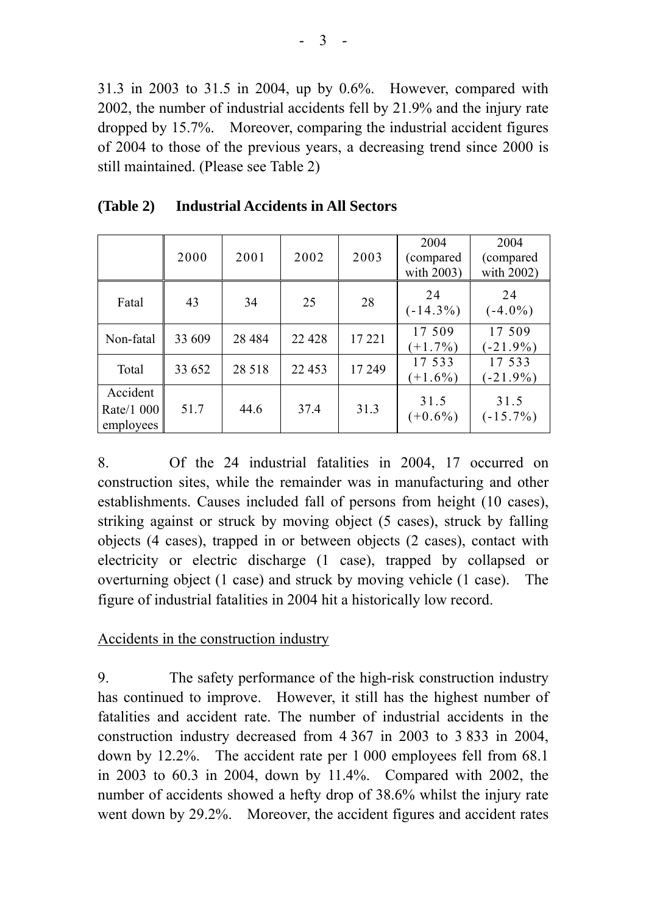31.3 in 2003 to 31.5 in 2004, up by 0.6%. However, compared with 2002, the number of industrial accidents fell by 21.9% and the injury rate dropped by 15.7%. Moreover, comparing the industrial accident figures of 2004 to those of the previous years, a decreasing trend since 2000 is still maintained. (Please see Table 2)

**(Table 2) Industrial Accidents in All Sectors**

| | 2000 | 2001 | 2002 | 2003 | 2004 (compared with 2003) | 2004 (compared with 2002) |
|---|---|---|---|---|---|---|
| Fatal | 43 | 34 | 25 | 28 | 24 (-14.3%) | 24 (-4.0%) |
| Non-fatal | 33 609 | 28 484 | 22 428 | 17 221 | 17 509 (+1.7%) | 17 509 (-21.9%) |
| Total | 33 652 | 28 518 | 22 453 | 17 249 | 17 533 (+1.6%) | 17 533 (-21.9%) |
| Accident Rate/1 000 employees | 51.7 | 44.6 | 37.4 | 31.3 | 31.5 (+0.6%) | 31.5 (-15.7%) |

8. Of the 24 industrial fatalities in 2004, 17 occurred on construction sites, while the remainder was in manufacturing and other establishments. Causes included fall of persons from height (10 cases), striking against or struck by moving object (5 cases), struck by falling objects (4 cases), trapped in or between objects (2 cases), contact with electricity or electric discharge (1 case), trapped by collapsed or overturning object (1 case) and struck by moving vehicle (1 case). The figure of industrial fatalities in 2004 hit a historically low record.

Accidents in the construction industry

9. The safety performance of the high-risk construction industry has continued to improve. However, it still has the highest number of fatalities and accident rate. The number of industrial accidents in the construction industry decreased from 4 367 in 2003 to 3 833 in 2004, down by 12.2%. The accident rate per 1 000 employees fell from 68.1 in 2003 to 60.3 in 2004, down by 11.4%. Compared with 2002, the number of accidents showed a hefty drop of 38.6% whilst the injury rate went down by 29.2%. Moreover, the accident figures and accident rates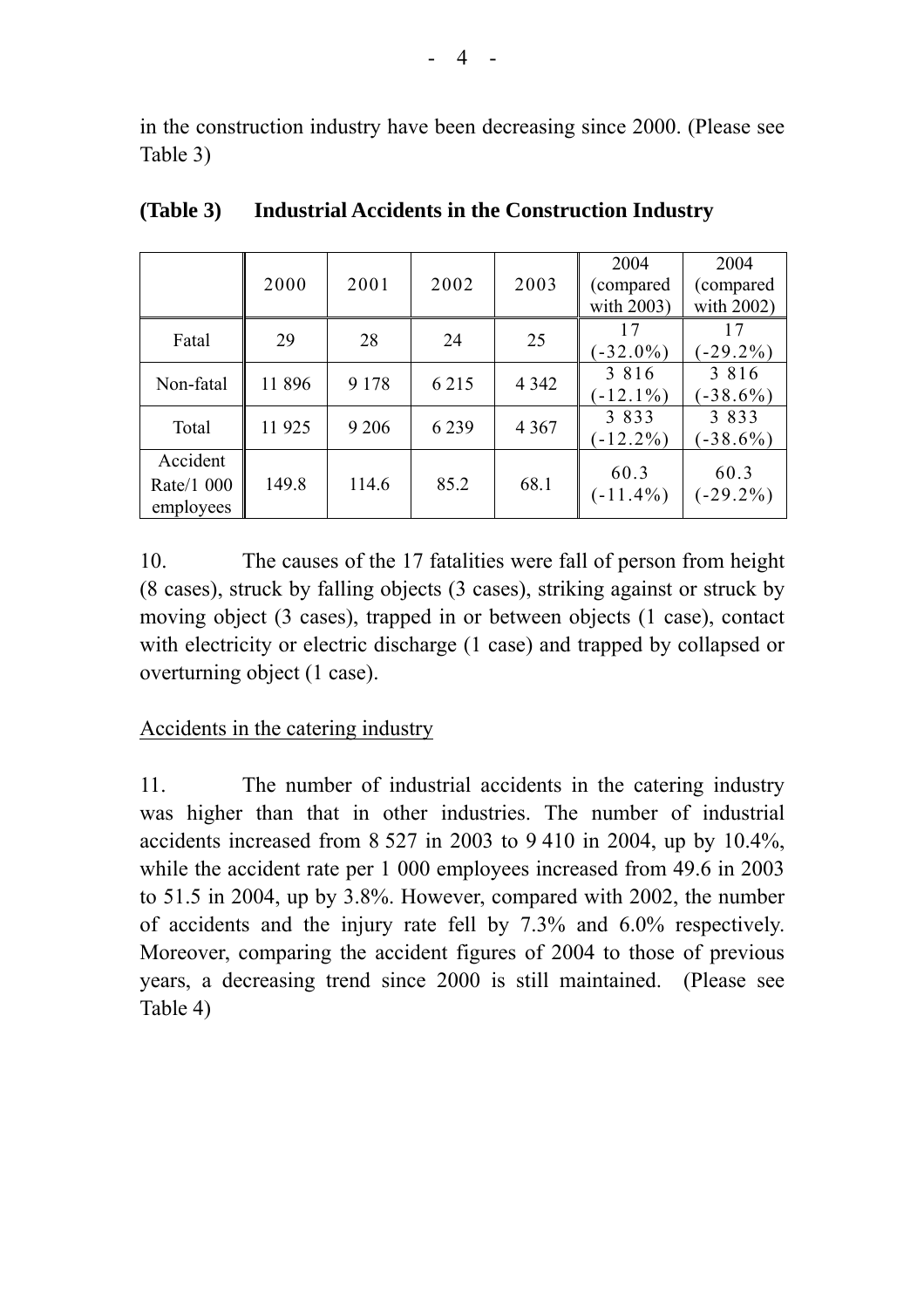in the construction industry have been decreasing since 2000. (Please see Table 3)

**(Table 3) Industrial Accidents in the Construction Industry**

| | 2000 | 2001 | 2002 | 2003 | 2004 (compared with 2003) | 2004 (compared with 2002) |
|---|---|---|---|---|---|---|
| Fatal | 29 | 28 | 24 | 25 | 17 (-32.0%) | 17 (-29.2%) |
| Non-fatal | 11 896 | 9 178 | 6 215 | 4 342 | 3 816 (-12.1%) | 3 816 (-38.6%) |
| Total | 11 925 | 9 206 | 6 239 | 4 367 | 3 833 (-12.2%) | 3 833 (-38.6%) |
| Accident Rate/1 000 employees | 149.8 | 114.6 | 85.2 | 68.1 | 60.3 (-11.4%) | 60.3 (-29.2%) |

10. The causes of the 17 fatalities were fall of person from height (8 cases), struck by falling objects (3 cases), striking against or struck by moving object (3 cases), trapped in or between objects (1 case), contact with electricity or electric discharge (1 case) and trapped by collapsed or overturning object (1 case).

<u>Accidents in the catering industry</u>

11. The number of industrial accidents in the catering industry was higher than that in other industries. The number of industrial accidents increased from 8 527 in 2003 to 9 410 in 2004, up by 10.4%, while the accident rate per 1 000 employees increased from 49.6 in 2003 to 51.5 in 2004, up by 3.8%. However, compared with 2002, the number of accidents and the injury rate fell by 7.3% and 6.0% respectively. Moreover, comparing the accident figures of 2004 to those of previous years, a decreasing trend since 2000 is still maintained. (Please see Table 4)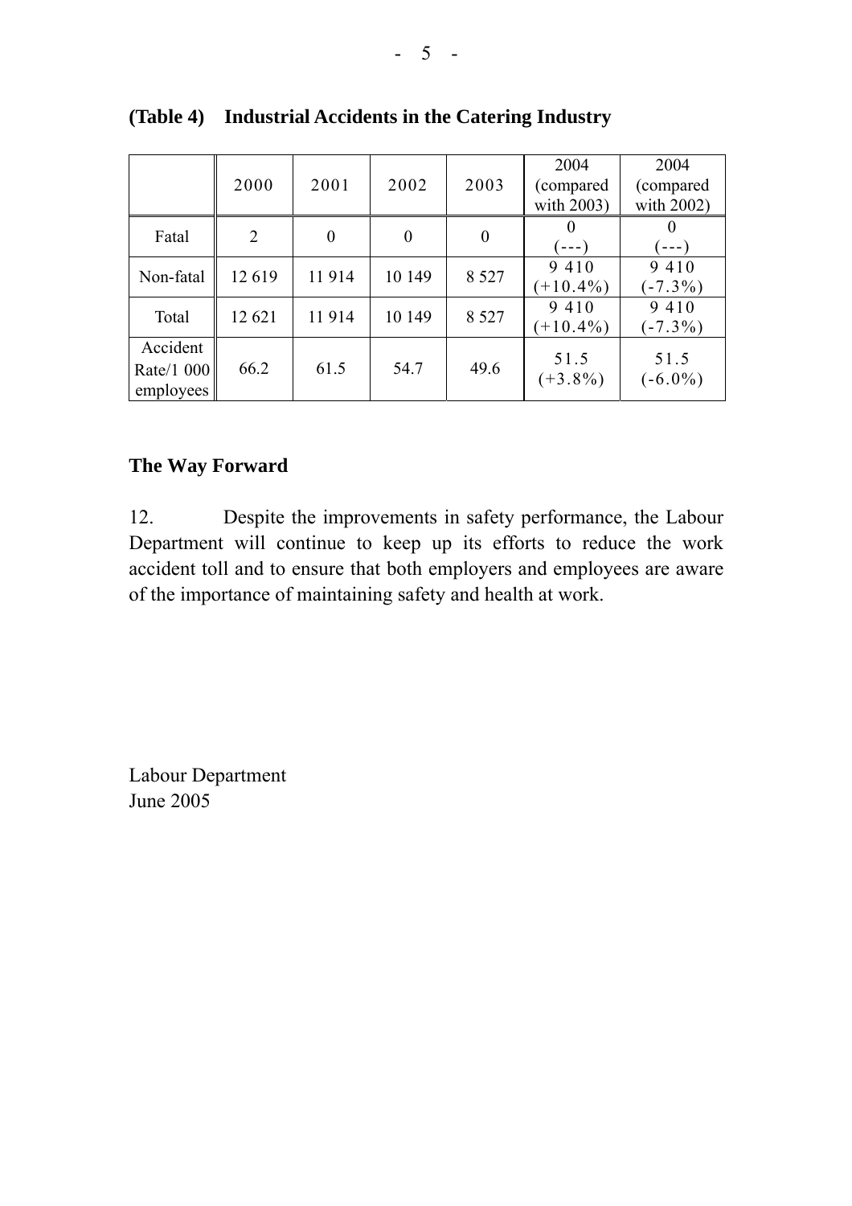**(Table 4) Industrial Accidents in the Catering Industry**

| | 2000 | 2001 | 2002 | 2003 | 2004 (compared with 2003) | 2004 (compared with 2002) |
|---|---|---|---|---|---|---|
| Fatal | 2 | 0 | 0 | 0 | 0 (---) | 0 (---) |
| Non-fatal | 12 619 | 11 914 | 10 149 | 8 527 | 9 410 (+10.4%) | 9 410 (-7.3%) |
| Total | 12 621 | 11 914 | 10 149 | 8 527 | 9 410 (+10.4%) | 9 410 (-7.3%) |
| Accident Rate/1 000 employees | 66.2 | 61.5 | 54.7 | 49.6 | 51.5 (+3.8%) | 51.5 (-6.0%) |

## The Way Forward

12. Despite the improvements in safety performance, the Labour Department will continue to keep up its efforts to reduce the work accident toll and to ensure that both employers and employees are aware of the importance of maintaining safety and health at work.

Labour Department
June 2005